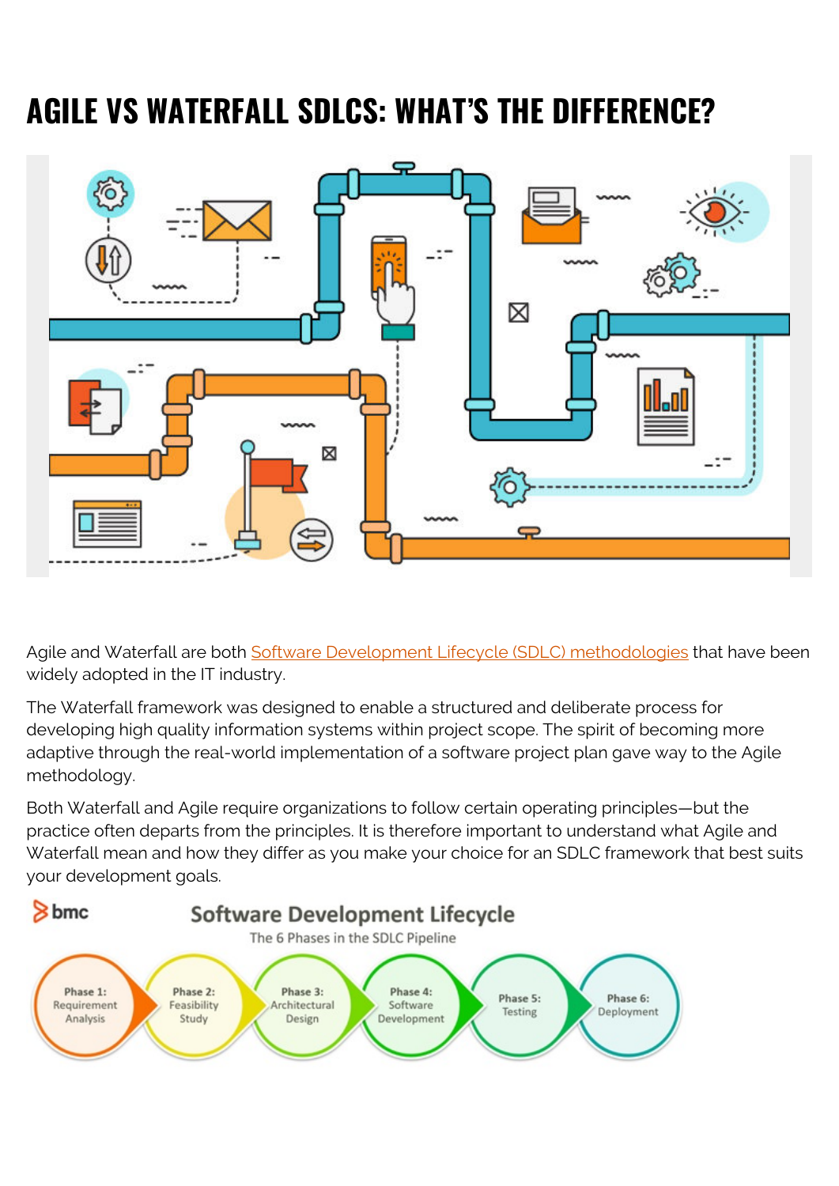# AGILE VS WATERFALL SDLCS: WHAT'S THE DIFFERENCE?

Agile and Waterfall are both [Software Development Lifecycle (SDLC) methodologies]() that have been widely adopted in the IT industry.

The Waterfall framework was designed to enable a structured and deliberate process for developing high quality information systems within project scope. The spirit of becoming more adaptive through the real-world implementation of a software project plan gave way to the Agile methodology.

Both Waterfall and Agile require organizations to follow certain operating principles—but the practice often departs from the principles. It is therefore important to understand what Agile and Waterfall mean and how they differ as you make your choice for an SDLC framework that best suits your development goals.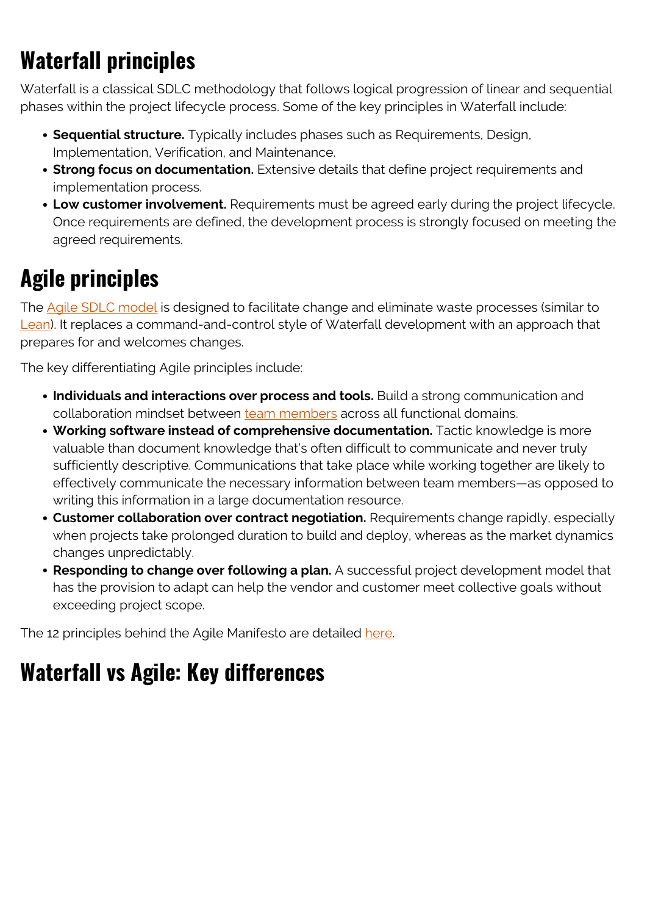## Waterfall principles

Waterfall is a classical SDLC methodology that follows logical progression of linear and sequential phases within the project lifecycle process. Some of the key principles in Waterfall include:

- **Sequential structure.** Typically includes phases such as Requirements, Design, Implementation, Verification, and Maintenance.
- **Strong focus on documentation.** Extensive details that define project requirements and implementation process.
- **Low customer involvement.** Requirements must be agreed early during the project lifecycle. Once requirements are defined, the development process is strongly focused on meeting the agreed requirements.

## Agile principles

The Agile SDLC model is designed to facilitate change and eliminate waste processes (similar to Lean). It replaces a command-and-control style of Waterfall development with an approach that prepares for and welcomes changes.

The key differentiating Agile principles include:

- **Individuals and interactions over process and tools.** Build a strong communication and collaboration mindset between team members across all functional domains.
- **Working software instead of comprehensive documentation.** Tactic knowledge is more valuable than document knowledge that's often difficult to communicate and never truly sufficiently descriptive. Communications that take place while working together are likely to effectively communicate the necessary information between team members—as opposed to writing this information in a large documentation resource.
- **Customer collaboration over contract negotiation.** Requirements change rapidly, especially when projects take prolonged duration to build and deploy, whereas as the market dynamics changes unpredictably.
- **Responding to change over following a plan.** A successful project development model that has the provision to adapt can help the vendor and customer meet collective goals without exceeding project scope.

The 12 principles behind the Agile Manifesto are detailed here.

## Waterfall vs Agile: Key differences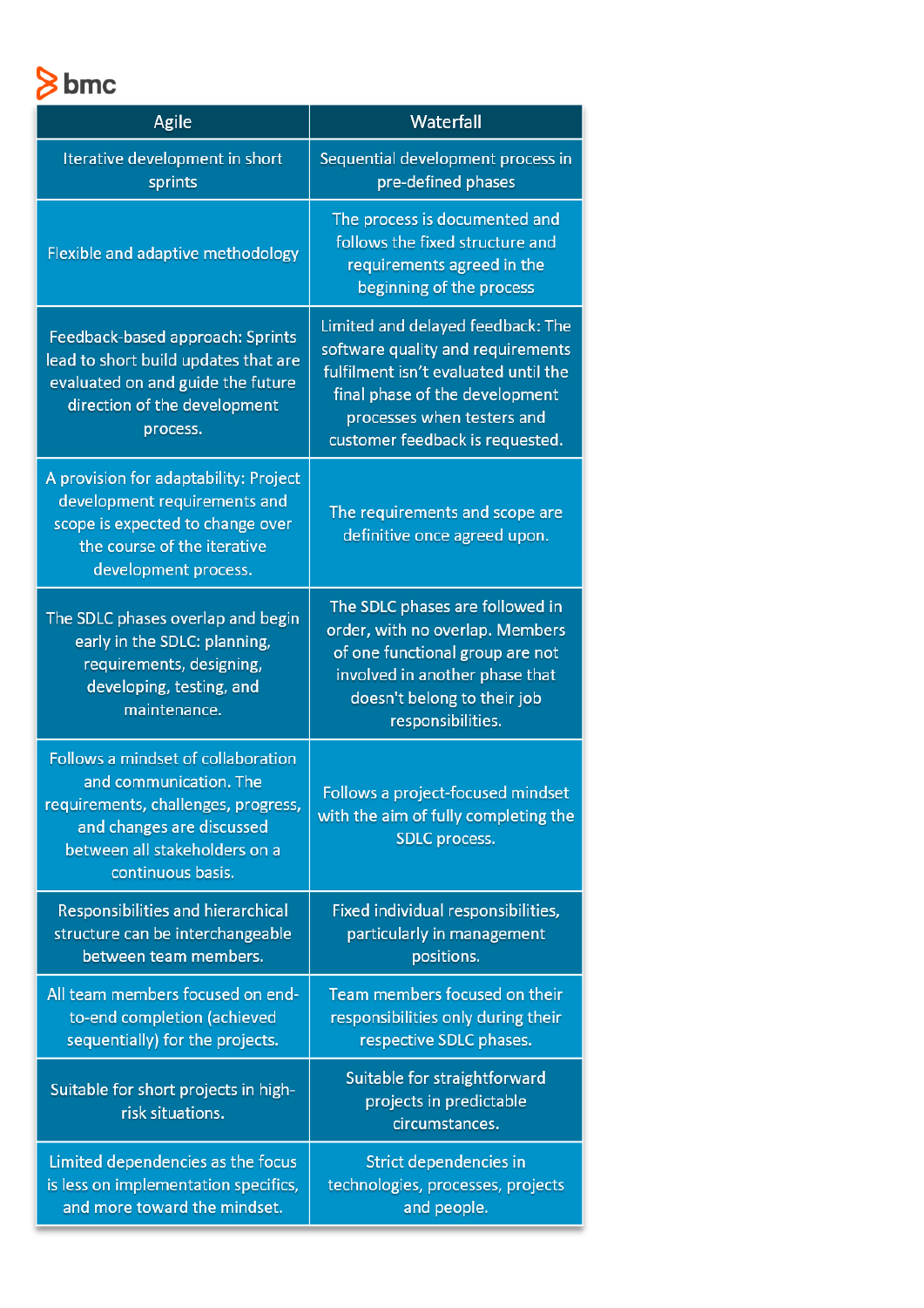| Agile | Waterfall |
|---|---|
| Iterative development in short sprints | Sequential development process in pre-defined phases |
| Flexible and adaptive methodology | The process is documented and follows the fixed structure and requirements agreed in the beginning of the process |
| Feedback-based approach: Sprints lead to short build updates that are evaluated on and guide the future direction of the development process. | Limited and delayed feedback: The software quality and requirements fulfilment isn't evaluated until the final phase of the development processes when testers and customer feedback is requested. |
| A provision for adaptability: Project development requirements and scope is expected to change over the course of the iterative development process. | The requirements and scope are definitive once agreed upon. |
| The SDLC phases overlap and begin early in the SDLC: planning, requirements, designing, developing, testing, and maintenance. | The SDLC phases are followed in order, with no overlap. Members of one functional group are not involved in another phase that doesn't belong to their job responsibilities. |
| Follows a mindset of collaboration and communication. The requirements, challenges, progress, and changes are discussed between all stakeholders on a continuous basis. | Follows a project-focused mindset with the aim of fully completing the SDLC process. |
| Responsibilities and hierarchical structure can be interchangeable between team members. | Fixed individual responsibilities, particularly in management positions. |
| All team members focused on end-to-end completion (achieved sequentially) for the projects. | Team members focused on their responsibilities only during their respective SDLC phases. |
| Suitable for short projects in high-risk situations. | Suitable for straightforward projects in predictable circumstances. |
| Limited dependencies as the focus is less on implementation specifics, and more toward the mindset. | Strict dependencies in technologies, processes, projects and people. |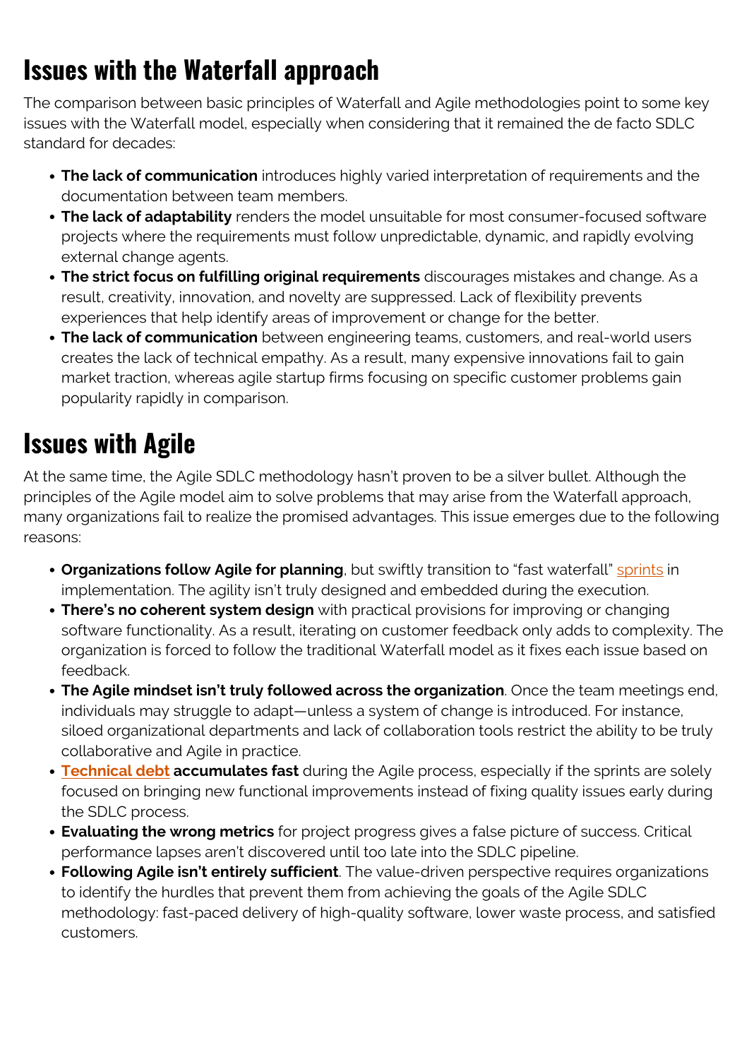## Issues with the Waterfall approach

The comparison between basic principles of Waterfall and Agile methodologies point to some key issues with the Waterfall model, especially when considering that it remained the de facto SDLC standard for decades:

- **The lack of communication** introduces highly varied interpretation of requirements and the documentation between team members.
- **The lack of adaptability** renders the model unsuitable for most consumer-focused software projects where the requirements must follow unpredictable, dynamic, and rapidly evolving external change agents.
- **The strict focus on fulfilling original requirements** discourages mistakes and change. As a result, creativity, innovation, and novelty are suppressed. Lack of flexibility prevents experiences that help identify areas of improvement or change for the better.
- **The lack of communication** between engineering teams, customers, and real-world users creates the lack of technical empathy. As a result, many expensive innovations fail to gain market traction, whereas agile startup firms focusing on specific customer problems gain popularity rapidly in comparison.

## Issues with Agile

At the same time, the Agile SDLC methodology hasn't proven to be a silver bullet. Although the principles of the Agile model aim to solve problems that may arise from the Waterfall approach, many organizations fail to realize the promised advantages. This issue emerges due to the following reasons:

- **Organizations follow Agile for planning**, but swiftly transition to "fast waterfall" sprints in implementation. The agility isn't truly designed and embedded during the execution.
- **There's no coherent system design** with practical provisions for improving or changing software functionality. As a result, iterating on customer feedback only adds to complexity. The organization is forced to follow the traditional Waterfall model as it fixes each issue based on feedback.
- **The Agile mindset isn't truly followed across the organization**. Once the team meetings end, individuals may struggle to adapt—unless a system of change is introduced. For instance, siloed organizational departments and lack of collaboration tools restrict the ability to be truly collaborative and Agile in practice.
- **Technical debt accumulates fast** during the Agile process, especially if the sprints are solely focused on bringing new functional improvements instead of fixing quality issues early during the SDLC process.
- **Evaluating the wrong metrics** for project progress gives a false picture of success. Critical performance lapses aren't discovered until too late into the SDLC pipeline.
- **Following Agile isn't entirely sufficient**. The value-driven perspective requires organizations to identify the hurdles that prevent them from achieving the goals of the Agile SDLC methodology: fast-paced delivery of high-quality software, lower waste process, and satisfied customers.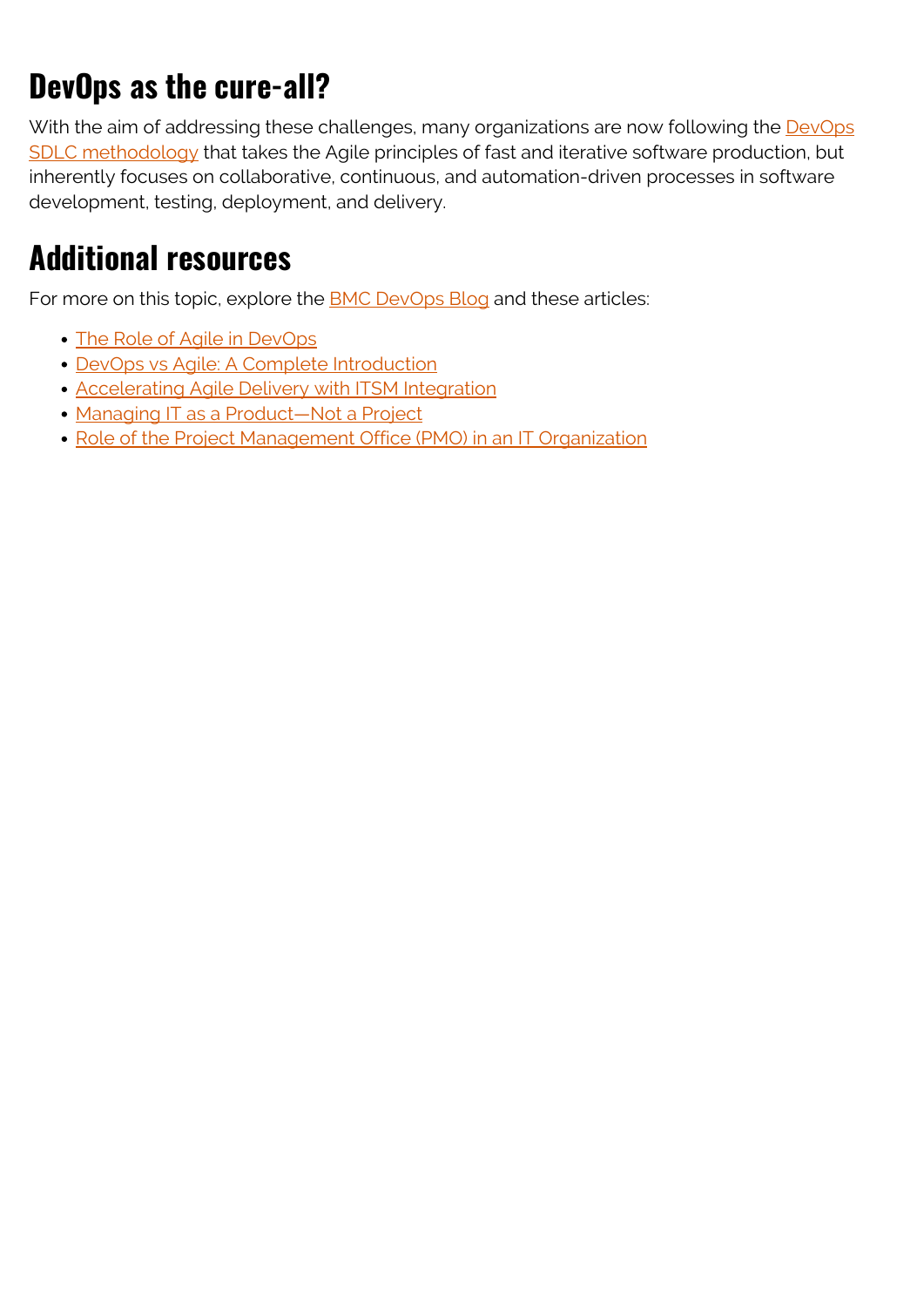## DevOps as the cure-all?

With the aim of addressing these challenges, many organizations are now following the DevOps SDLC methodology that takes the Agile principles of fast and iterative software production, but inherently focuses on collaborative, continuous, and automation-driven processes in software development, testing, deployment, and delivery.

## Additional resources

For more on this topic, explore the BMC DevOps Blog and these articles:

- The Role of Agile in DevOps
- DevOps vs Agile: A Complete Introduction
- Accelerating Agile Delivery with ITSM Integration
- Managing IT as a Product—Not a Project
- Role of the Project Management Office (PMO) in an IT Organization